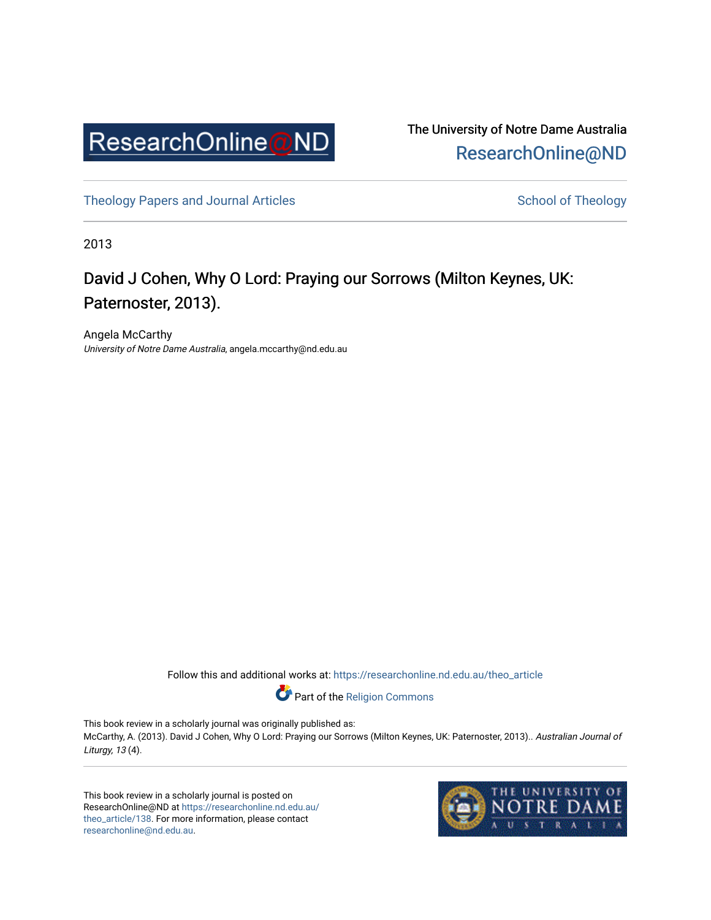ResearchOnline@ND

The University of Notre Dame Australia
ResearchOnline@ND

Theology Papers and Journal Articles

School of Theology

2013

# David J Cohen, Why O Lord: Praying our Sorrows (Milton Keynes, UK: Paternoster, 2013).

Angela McCarthy
*University of Notre Dame Australia*, angela.mccarthy@nd.edu.au

Follow this and additional works at: https://researchonline.nd.edu.au/theo_article

Part of the Religion Commons

This book review in a scholarly journal was originally published as:
McCarthy, A. (2013). David J Cohen, Why O Lord: Praying our Sorrows (Milton Keynes, UK: Paternoster, 2013).. *Australian Journal of Liturgy, 13* (4).

This book review in a scholarly journal is posted on ResearchOnline@ND at https://researchonline.nd.edu.au/theo_article/138. For more information, please contact researchonline@nd.edu.au.

THE UNIVERSITY OF NOTRE DAME AUSTRALIA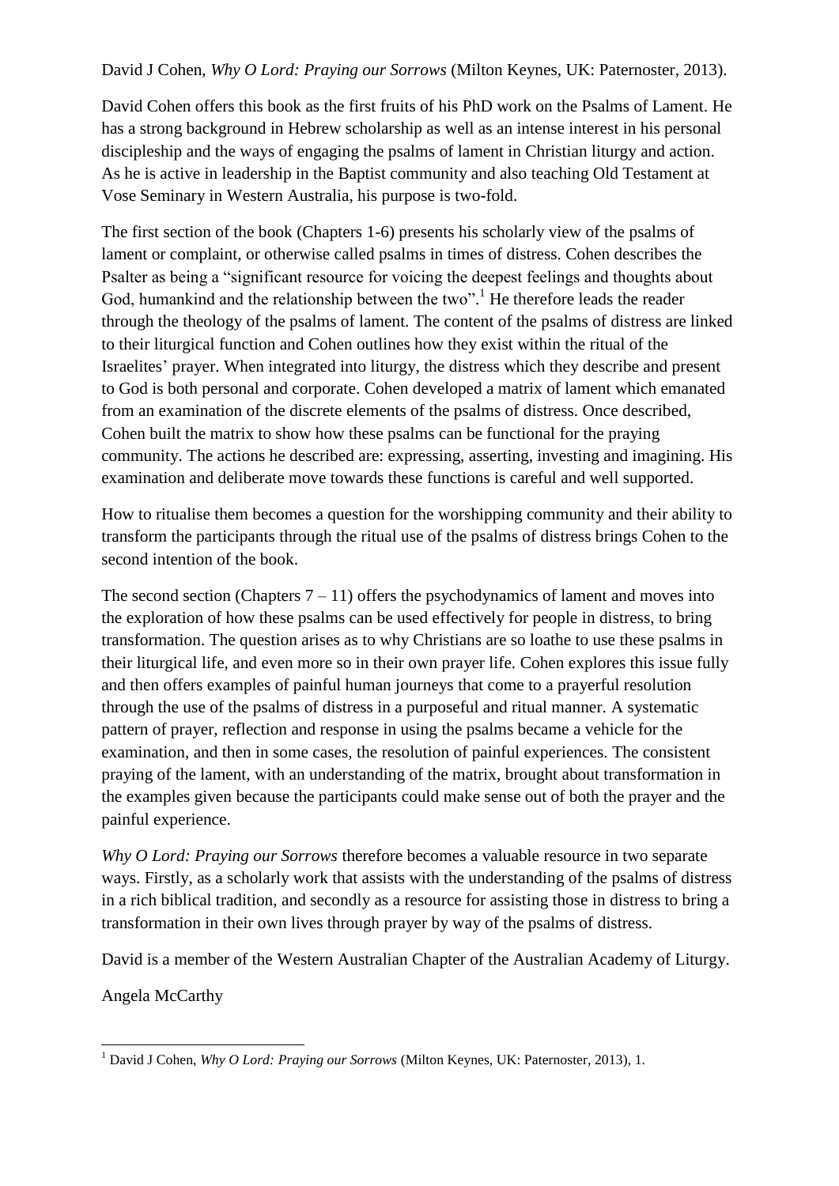David J Cohen, *Why O Lord: Praying our Sorrows* (Milton Keynes, UK: Paternoster, 2013).

David Cohen offers this book as the first fruits of his PhD work on the Psalms of Lament. He has a strong background in Hebrew scholarship as well as an intense interest in his personal discipleship and the ways of engaging the psalms of lament in Christian liturgy and action. As he is active in leadership in the Baptist community and also teaching Old Testament at Vose Seminary in Western Australia, his purpose is two-fold.

The first section of the book (Chapters 1-6) presents his scholarly view of the psalms of lament or complaint, or otherwise called psalms in times of distress. Cohen describes the Psalter as being a "significant resource for voicing the deepest feelings and thoughts about God, humankind and the relationship between the two".[1] He therefore leads the reader through the theology of the psalms of lament. The content of the psalms of distress are linked to their liturgical function and Cohen outlines how they exist within the ritual of the Israelites' prayer. When integrated into liturgy, the distress which they describe and present to God is both personal and corporate. Cohen developed a matrix of lament which emanated from an examination of the discrete elements of the psalms of distress. Once described, Cohen built the matrix to show how these psalms can be functional for the praying community. The actions he described are: expressing, asserting, investing and imagining. His examination and deliberate move towards these functions is careful and well supported.

How to ritualise them becomes a question for the worshipping community and their ability to transform the participants through the ritual use of the psalms of distress brings Cohen to the second intention of the book.

The second section (Chapters 7 – 11) offers the psychodynamics of lament and moves into the exploration of how these psalms can be used effectively for people in distress, to bring transformation. The question arises as to why Christians are so loathe to use these psalms in their liturgical life, and even more so in their own prayer life. Cohen explores this issue fully and then offers examples of painful human journeys that come to a prayerful resolution through the use of the psalms of distress in a purposeful and ritual manner. A systematic pattern of prayer, reflection and response in using the psalms became a vehicle for the examination, and then in some cases, the resolution of painful experiences. The consistent praying of the lament, with an understanding of the matrix, brought about transformation in the examples given because the participants could make sense out of both the prayer and the painful experience.

*Why O Lord: Praying our Sorrows* therefore becomes a valuable resource in two separate ways. Firstly, as a scholarly work that assists with the understanding of the psalms of distress in a rich biblical tradition, and secondly as a resource for assisting those in distress to bring a transformation in their own lives through prayer by way of the psalms of distress.

David is a member of the Western Australian Chapter of the Australian Academy of Liturgy.

Angela McCarthy

---

[1] David J Cohen, *Why O Lord: Praying our Sorrows* (Milton Keynes, UK: Paternoster, 2013), 1.